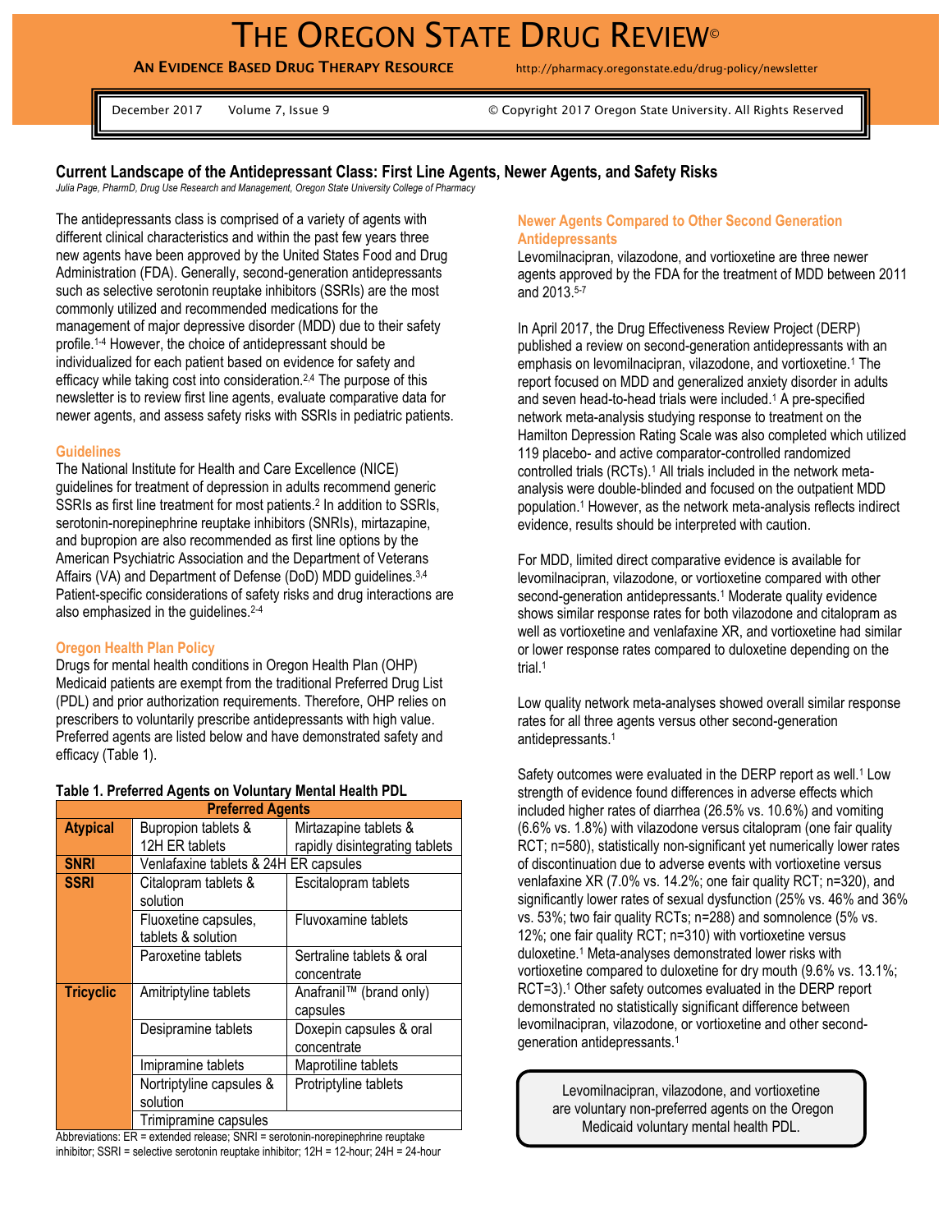# THE OREGON STATE DRUG REVIEW©

**AN EVIDENCE BASED DRUG THERAPY RESOURCE** http://pharmacy.oregonstate.edu/drug-policy/newsletter

December 2017 Volume 7, Issue 9 © Copyright 2017 Oregon State University. All Rights Reserved

## Current Landscape of the Antidepressant Class: First Line Agents, Newer Agents, and Safety Risks

*Julia Page, PharmD, Drug Use Research and Management, Oregon State University College of Pharmacy*

The antidepressants class is comprised of a variety of agents with different clinical characteristics and within the past few years three new agents have been approved by the United States Food and Drug Administration (FDA). Generally, second-generation antidepressants such as selective serotonin reuptake inhibitors (SSRIs) are the most commonly utilized and recommended medications for the management of major depressive disorder (MDD) due to their safety profile.[1-4] However, the choice of antidepressant should be individualized for each patient based on evidence for safety and efficacy while taking cost into consideration.[2,4] The purpose of this newsletter is to review first line agents, evaluate comparative data for newer agents, and assess safety risks with SSRIs in pediatric patients.

### Guidelines

The National Institute for Health and Care Excellence (NICE) guidelines for treatment of depression in adults recommend generic SSRIs as first line treatment for most patients.[2] In addition to SSRIs, serotonin-norepinephrine reuptake inhibitors (SNRIs), mirtazapine, and bupropion are also recommended as first line options by the American Psychiatric Association and the Department of Veterans Affairs (VA) and Department of Defense (DoD) MDD guidelines.[3,4] Patient-specific considerations of safety risks and drug interactions are also emphasized in the guidelines.[2-4]

### Oregon Health Plan Policy

Drugs for mental health conditions in Oregon Health Plan (OHP) Medicaid patients are exempt from the traditional Preferred Drug List (PDL) and prior authorization requirements. Therefore, OHP relies on prescribers to voluntarily prescribe antidepressants with high value. Preferred agents are listed below and have demonstrated safety and efficacy (Table 1).

**Table 1. Preferred Agents on Voluntary Mental Health PDL**

| | Preferred Agents | |
|---|---|---|
| **Atypical** | Bupropion tablets & 12H ER tablets | Mirtazapine tablets & rapidly disintegrating tablets |
| **SNRI** | Venlafaxine tablets & 24H ER capsules | |
| **SSRI** | Citalopram tablets & solution | Escitalopram tablets |
| | Fluoxetine capsules, tablets & solution | Fluvoxamine tablets |
| | Paroxetine tablets | Sertraline tablets & oral concentrate |
| **Tricyclic** | Amitriptyline tablets | Anafranil™ (brand only) capsules |
| | Desipramine tablets | Doxepin capsules & oral concentrate |
| | Imipramine tablets | Maprotiline tablets |
| | Nortriptyline capsules & solution | Protriptyline tablets |
| | Trimipramine capsules | |

Abbreviations: ER = extended release; SNRI = serotonin-norepinephrine reuptake inhibitor; SSRI = selective serotonin reuptake inhibitor; 12H = 12-hour; 24H = 24-hour

### Newer Agents Compared to Other Second Generation Antidepressants

Levomilnacipran, vilazodone, and vortioxetine are three newer agents approved by the FDA for the treatment of MDD between 2011 and 2013.[5-7]

In April 2017, the Drug Effectiveness Review Project (DERP) published a review on second-generation antidepressants with an emphasis on levomilnacipran, vilazodone, and vortioxetine.[1] The report focused on MDD and generalized anxiety disorder in adults and seven head-to-head trials were included.[1] A pre-specified network meta-analysis studying response to treatment on the Hamilton Depression Rating Scale was also completed which utilized 119 placebo- and active comparator-controlled randomized controlled trials (RCTs).[1] All trials included in the network meta-analysis were double-blinded and focused on the outpatient MDD population.[1] However, as the network meta-analysis reflects indirect evidence, results should be interpreted with caution.

For MDD, limited direct comparative evidence is available for levomilnacipran, vilazodone, or vortioxetine compared with other second-generation antidepressants.[1] Moderate quality evidence shows similar response rates for both vilazodone and citalopram as well as vortioxetine and venlafaxine XR, and vortioxetine had similar or lower response rates compared to duloxetine depending on the trial.[1]

Low quality network meta-analyses showed overall similar response rates for all three agents versus other second-generation antidepressants.[1]

Safety outcomes were evaluated in the DERP report as well.[1] Low strength of evidence found differences in adverse effects which included higher rates of diarrhea (26.5% vs. 10.6%) and vomiting (6.6% vs. 1.8%) with vilazodone versus citalopram (one fair quality RCT; n=580), statistically non-significant yet numerically lower rates of discontinuation due to adverse events with vortioxetine versus venlafaxine XR (7.0% vs. 14.2%; one fair quality RCT; n=320), and significantly lower rates of sexual dysfunction (25% vs. 46% and 36% vs. 53%; two fair quality RCTs; n=288) and somnolence (5% vs. 12%; one fair quality RCT; n=310) with vortioxetine versus duloxetine.[1] Meta-analyses demonstrated lower risks with vortioxetine compared to duloxetine for dry mouth (9.6% vs. 13.1%; RCT=3).[1] Other safety outcomes evaluated in the DERP report demonstrated no statistically significant difference between levomilnacipran, vilazodone, or vortioxetine and other second-generation antidepressants.[1]

> Levomilnacipran, vilazodone, and vortioxetine are voluntary non-preferred agents on the Oregon Medicaid voluntary mental health PDL.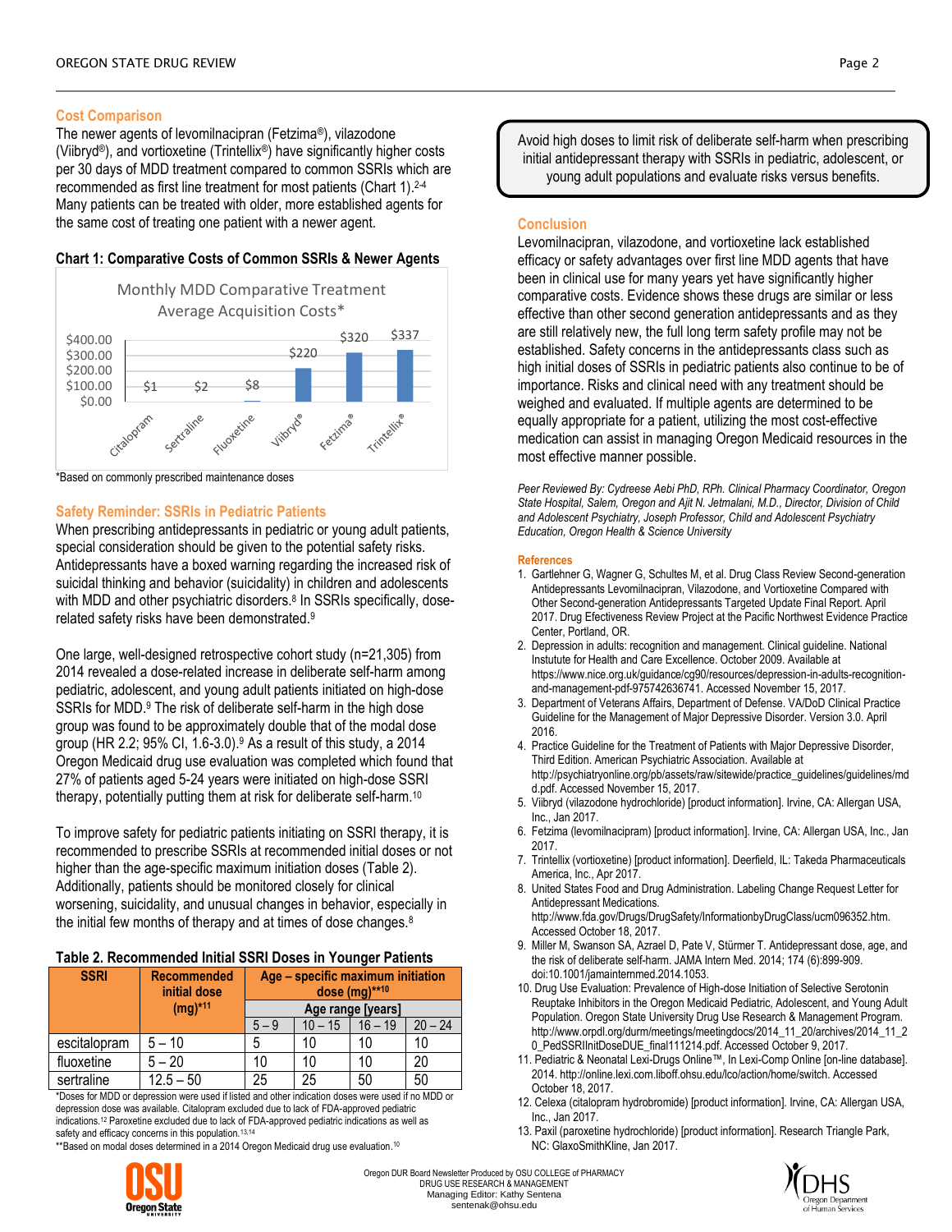## Cost Comparison

The newer agents of levomilnacipran (Fetzima®), vilazodone (Viibryd®), and vortioxetine (Trintellix®) have significantly higher costs per 30 days of MDD treatment compared to common SSRIs which are recommended as first line treatment for most patients (Chart 1).[2-4] Many patients can be treated with older, more established agents for the same cost of treating one patient with a newer agent.

**Chart 1: Comparative Costs of Common SSRIs & Newer Agents**

Monthly MDD Comparative Treatment Average Acquisition Costs*

| Drug | Cost |
|---|---|
| Citalopram | $1 |
| Sertraline | $2 |
| Fluoxetine | $8 |
| Viibryd® | $220 |
| Fetzima® | $320 |
| Trintellix® | $337 |

*Based on commonly prescribed maintenance doses

## Safety Reminder: SSRIs in Pediatric Patients

When prescribing antidepressants in pediatric or young adult patients, special consideration should be given to the potential safety risks. Antidepressants have a boxed warning regarding the increased risk of suicidal thinking and behavior (suicidality) in children and adolescents with MDD and other psychiatric disorders.[8] In SSRIs specifically, dose-related safety risks have been demonstrated.[9]

One large, well-designed retrospective cohort study (n=21,305) from 2014 revealed a dose-related increase in deliberate self-harm among pediatric, adolescent, and young adult patients initiated on high-dose SSRIs for MDD.[9] The risk of deliberate self-harm in the high dose group was found to be approximately double that of the modal dose group (HR 2.2; 95% CI, 1.6-3.0).[9] As a result of this study, a 2014 Oregon Medicaid drug use evaluation was completed which found that 27% of patients aged 5-24 years were initiated on high-dose SSRI therapy, potentially putting them at risk for deliberate self-harm.[10]

To improve safety for pediatric patients initiating on SSRI therapy, it is recommended to prescribe SSRIs at recommended initial doses or not higher than the age-specific maximum initiation doses (Table 2). Additionally, patients should be monitored closely for clinical worsening, suicidality, and unusual changes in behavior, especially in the initial few months of therapy and at times of dose changes.[8]

**Table 2. Recommended Initial SSRI Doses in Younger Patients**

| SSRI | Recommended initial dose (mg)*[11] | Age – specific maximum initiation dose (mg)**[10] | | | |
|---|---|---|---|---|---|
| | | Age range [years] | | | |
| | | 5 – 9 | 10 – 15 | 16 – 19 | 20 – 24 |
| escitalopram | 5 – 10 | 5 | 10 | 10 | 10 |
| fluoxetine | 5 – 20 | 10 | 10 | 10 | 20 |
| sertraline | 12.5 – 50 | 25 | 25 | 50 | 50 |

*Doses for MDD or depression were used if listed and other indication doses were used if no MDD or depression dose was available. Citalopram excluded due to lack of FDA-approved pediatric indications.[12] Paroxetine excluded due to lack of FDA-approved pediatric indications as well as safety and efficacy concerns in this population.[13,14]
**Based on modal doses determined in a 2014 Oregon Medicaid drug use evaluation.[10]

> Avoid high doses to limit risk of deliberate self-harm when prescribing initial antidepressant therapy with SSRIs in pediatric, adolescent, or young adult populations and evaluate risks versus benefits.

## Conclusion

Levomilnacipran, vilazodone, and vortioxetine lack established efficacy or safety advantages over first line MDD agents that have been in clinical use for many years yet have significantly higher comparative costs. Evidence shows these drugs are similar or less effective than other second generation antidepressants and as they are still relatively new, the full long term safety profile may not be established. Safety concerns in the antidepressants class such as high initial doses of SSRIs in pediatric patients also continue to be of importance. Risks and clinical need with any treatment should be weighed and evaluated. If multiple agents are determined to be equally appropriate for a patient, utilizing the most cost-effective medication can assist in managing Oregon Medicaid resources in the most effective manner possible.

*Peer Reviewed By: Cydreese Aebi PhD, RPh. Clinical Pharmacy Coordinator, Oregon State Hospital, Salem, Oregon and Ajit N. Jetmalani, M.D., Director, Division of Child and Adolescent Psychiatry, Joseph Professor, Child and Adolescent Psychiatry Education, Oregon Health & Science University*

## References

1. Gartlehner G, Wagner G, Schultes M, et al. Drug Class Review Second-generation Antidepressants Levomilnacipran, Vilazodone, and Vortioxetine Compared with Other Second-generation Antidepressants Targeted Update Final Report. April 2017. Drug Efectiveness Review Project at the Pacific Northwest Evidence Practice Center, Portland, OR.
2. Depression in adults: recognition and management. Clinical guideline. National Instutute for Health and Care Excellence. October 2009. Available at https://www.nice.org.uk/guidance/cg90/resources/depression-in-adults-recognition-and-management-pdf-975742636741. Accessed November 15, 2017.
3. Department of Veterans Affairs, Department of Defense. VA/DoD Clinical Practice Guideline for the Management of Major Depressive Disorder. Version 3.0. April 2016.
4. Practice Guideline for the Treatment of Patients with Major Depressive Disorder, Third Edition. American Psychiatric Association. Available at http://psychiatryonline.org/pb/assets/raw/sitewide/practice_guidelines/guidelines/mdd.pdf. Accessed November 15, 2017.
5. Viibryd (vilazodone hydrochloride) [product information]. Irvine, CA: Allergan USA, Inc., Jan 2017.
6. Fetzima (levomilnacipram) [product information]. Irvine, CA: Allergan USA, Inc., Jan 2017.
7. Trintellix (vortioxetine) [product information]. Deerfield, IL: Takeda Pharmaceuticals America, Inc., Apr 2017.
8. United States Food and Drug Administration. Labeling Change Request Letter for Antidepressant Medications. http://www.fda.gov/Drugs/DrugSafety/InformationbyDrugClass/ucm096352.htm. Accessed October 18, 2017.
9. Miller M, Swanson SA, Azrael D, Pate V, Stürmer T. Antidepressant dose, age, and the risk of deliberate self-harm. JAMA Intern Med. 2014; 174 (6):899-909. doi:10.1001/jamainternmed.2014.1053.
10. Drug Use Evaluation: Prevalence of High-dose Initiation of Selective Serotonin Reuptake Inhibitors in the Oregon Medicaid Pediatric, Adolescent, and Young Adult Population. Oregon State University Drug Use Research & Management Program. http://www.orpdl.org/durm/meetings/meetingdocs/2014_11_20/archives/2014_11_20_PedSSRIInitDoseDUE_final111214.pdf. Accessed October 9, 2017.
11. Pediatric & Neonatal Lexi-Drugs Online™, In Lexi-Comp Online [on-line database]. 2014. http://online.lexi.com.liboff.ohsu.edu/lco/action/home/switch. Accessed October 18, 2017.
12. Celexa (citalopram hydrobromide) [product information]. Irvine, CA: Allergan USA, Inc., Jan 2017.
13. Paxil (paroxetine hydrochloride) [product information]. Research Triangle Park, NC: GlaxoSmithKline, Jan 2017.

Oregon DUR Board Newsletter Produced by OSU COLLEGE of PHARMACY
DRUG USE RESEARCH & MANAGEMENT
Managing Editor: Kathy Sentena
sentenak@ohsu.edu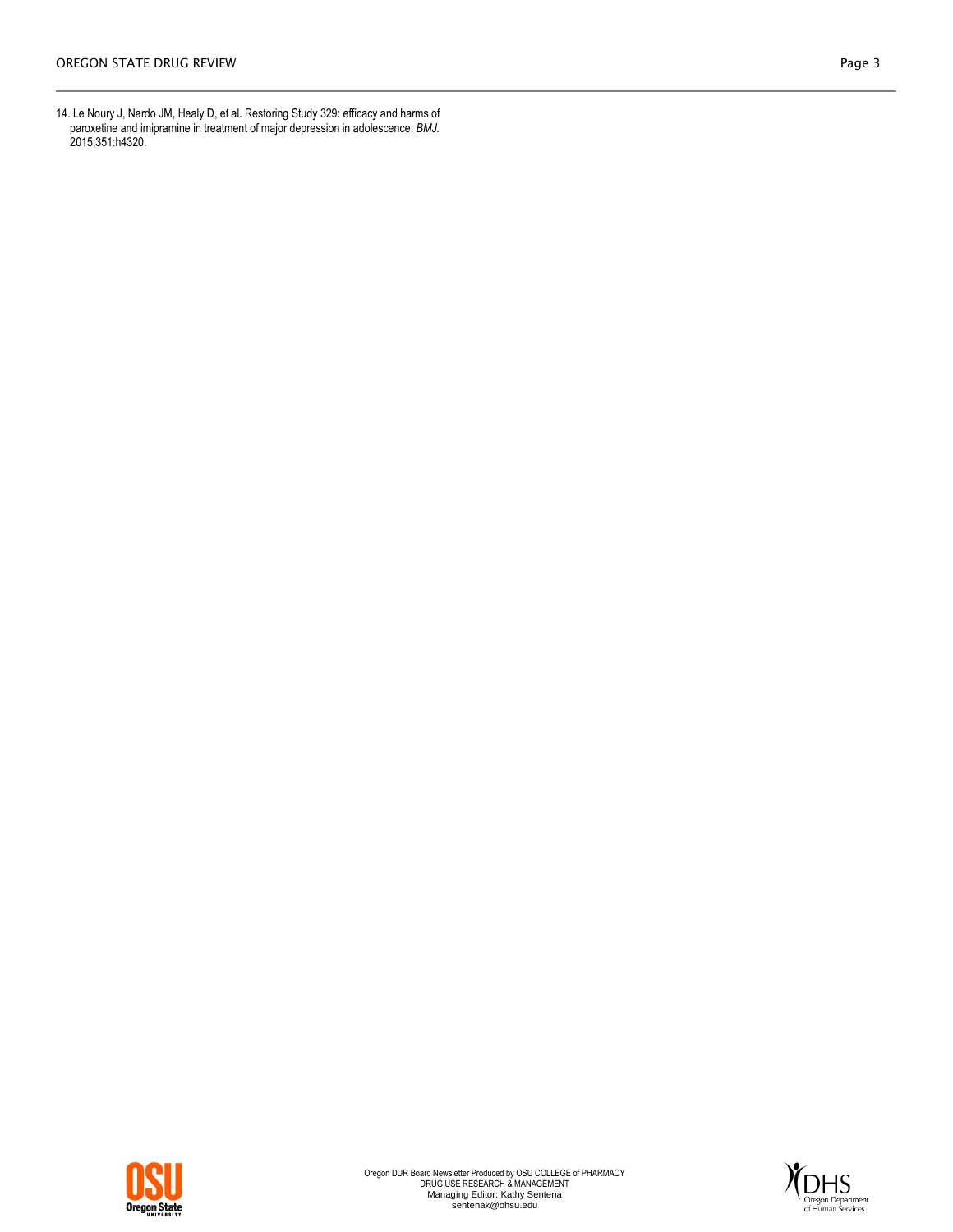14. Le Noury J, Nardo JM, Healy D, et al. Restoring Study 329: efficacy and harms of paroxetine and imipramine in treatment of major depression in adolescence. *BMJ.* 2015;351:h4320.

Oregon DUR Board Newsletter Produced by OSU COLLEGE of PHARMACY
DRUG USE RESEARCH & MANAGEMENT
Managing Editor: Kathy Sentena
sentenak@ohsu.edu